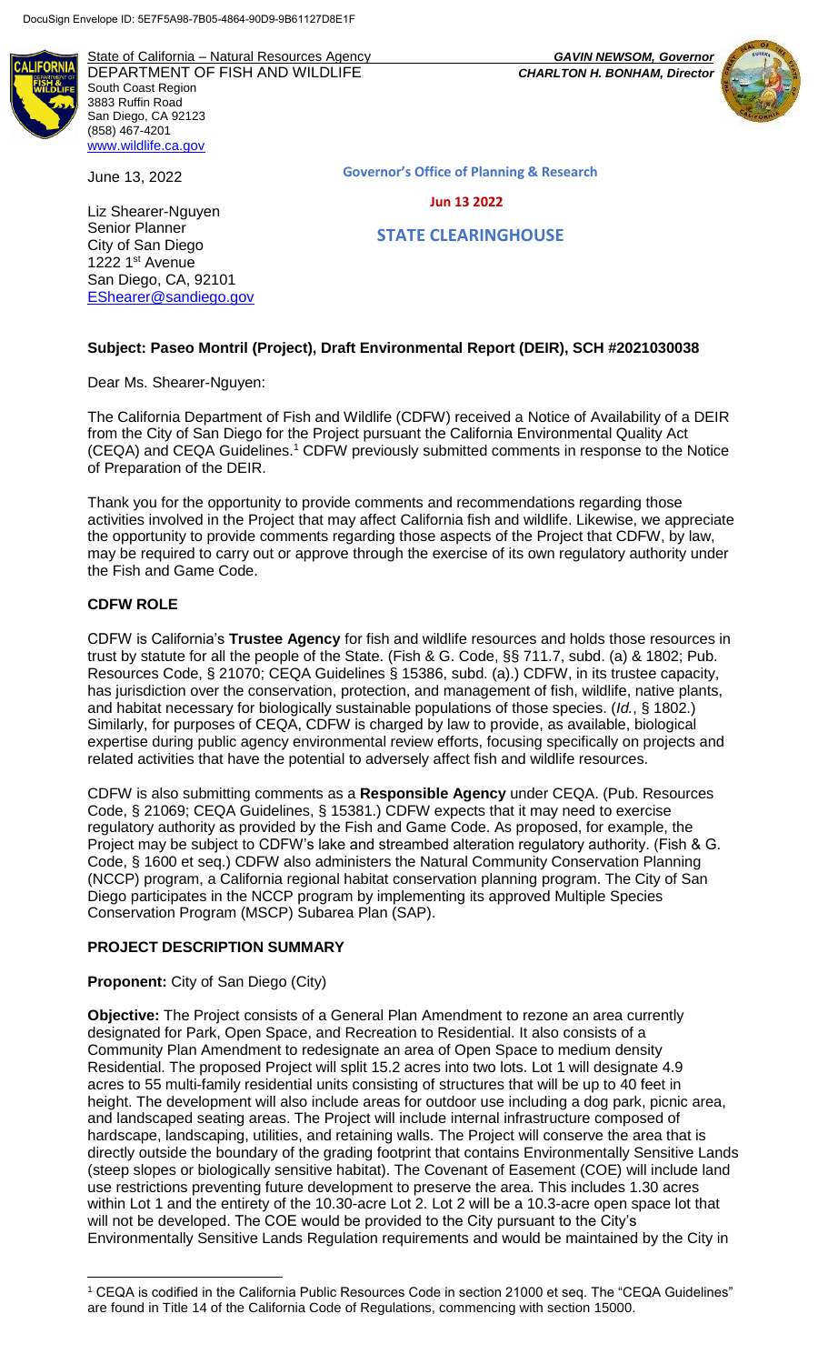DocuSign Envelope ID: 5E7F5A98-7B05-4864-90D9-9B61127D8E1F

State of California – Natural Resources Agency
DEPARTMENT OF FISH AND WILDLIFE
South Coast Region
3883 Ruffin Road
San Diego, CA 92123
(858) 467-4201
www.wildlife.ca.gov

*GAVIN NEWSOM, Governor*
*CHARLTON H. BONHAM, Director*

June 13, 2022

**Governor's Office of Planning & Research**

**Jun 13 2022**

**STATE CLEARINGHOUSE**

Liz Shearer-Nguyen
Senior Planner
City of San Diego
1222 1st Avenue
San Diego, CA, 92101
EShearer@sandiego.gov

**Subject: Paseo Montril (Project), Draft Environmental Report (DEIR), SCH #2021030038**

Dear Ms. Shearer-Nguyen:

The California Department of Fish and Wildlife (CDFW) received a Notice of Availability of a DEIR from the City of San Diego for the Project pursuant the California Environmental Quality Act (CEQA) and CEQA Guidelines.[1] CDFW previously submitted comments in response to the Notice of Preparation of the DEIR.

Thank you for the opportunity to provide comments and recommendations regarding those activities involved in the Project that may affect California fish and wildlife. Likewise, we appreciate the opportunity to provide comments regarding those aspects of the Project that CDFW, by law, may be required to carry out or approve through the exercise of its own regulatory authority under the Fish and Game Code.

## CDFW ROLE

CDFW is California's **Trustee Agency** for fish and wildlife resources and holds those resources in trust by statute for all the people of the State. (Fish & G. Code, §§ 711.7, subd. (a) & 1802; Pub. Resources Code, § 21070; CEQA Guidelines § 15386, subd. (a).) CDFW, in its trustee capacity, has jurisdiction over the conservation, protection, and management of fish, wildlife, native plants, and habitat necessary for biologically sustainable populations of those species. (*Id.*, § 1802.) Similarly, for purposes of CEQA, CDFW is charged by law to provide, as available, biological expertise during public agency environmental review efforts, focusing specifically on projects and related activities that have the potential to adversely affect fish and wildlife resources.

CDFW is also submitting comments as a **Responsible Agency** under CEQA. (Pub. Resources Code, § 21069; CEQA Guidelines, § 15381.) CDFW expects that it may need to exercise regulatory authority as provided by the Fish and Game Code. As proposed, for example, the Project may be subject to CDFW's lake and streambed alteration regulatory authority. (Fish & G. Code, § 1600 et seq.) CDFW also administers the Natural Community Conservation Planning (NCCP) program, a California regional habitat conservation planning program. The City of San Diego participates in the NCCP program by implementing its approved Multiple Species Conservation Program (MSCP) Subarea Plan (SAP).

## PROJECT DESCRIPTION SUMMARY

**Proponent:** City of San Diego (City)

**Objective:** The Project consists of a General Plan Amendment to rezone an area currently designated for Park, Open Space, and Recreation to Residential. It also consists of a Community Plan Amendment to redesignate an area of Open Space to medium density Residential. The proposed Project will split 15.2 acres into two lots. Lot 1 will designate 4.9 acres to 55 multi-family residential units consisting of structures that will be up to 40 feet in height. The development will also include areas for outdoor use including a dog park, picnic area, and landscaped seating areas. The Project will include internal infrastructure composed of hardscape, landscaping, utilities, and retaining walls. The Project will conserve the area that is directly outside the boundary of the grading footprint that contains Environmentally Sensitive Lands (steep slopes or biologically sensitive habitat). The Covenant of Easement (COE) will include land use restrictions preventing future development to preserve the area. This includes 1.30 acres within Lot 1 and the entirety of the 10.30-acre Lot 2. Lot 2 will be a 10.3-acre open space lot that will not be developed. The COE would be provided to the City pursuant to the City's Environmentally Sensitive Lands Regulation requirements and would be maintained by the City in

[1] CEQA is codified in the California Public Resources Code in section 21000 et seq. The "CEQA Guidelines" are found in Title 14 of the California Code of Regulations, commencing with section 15000.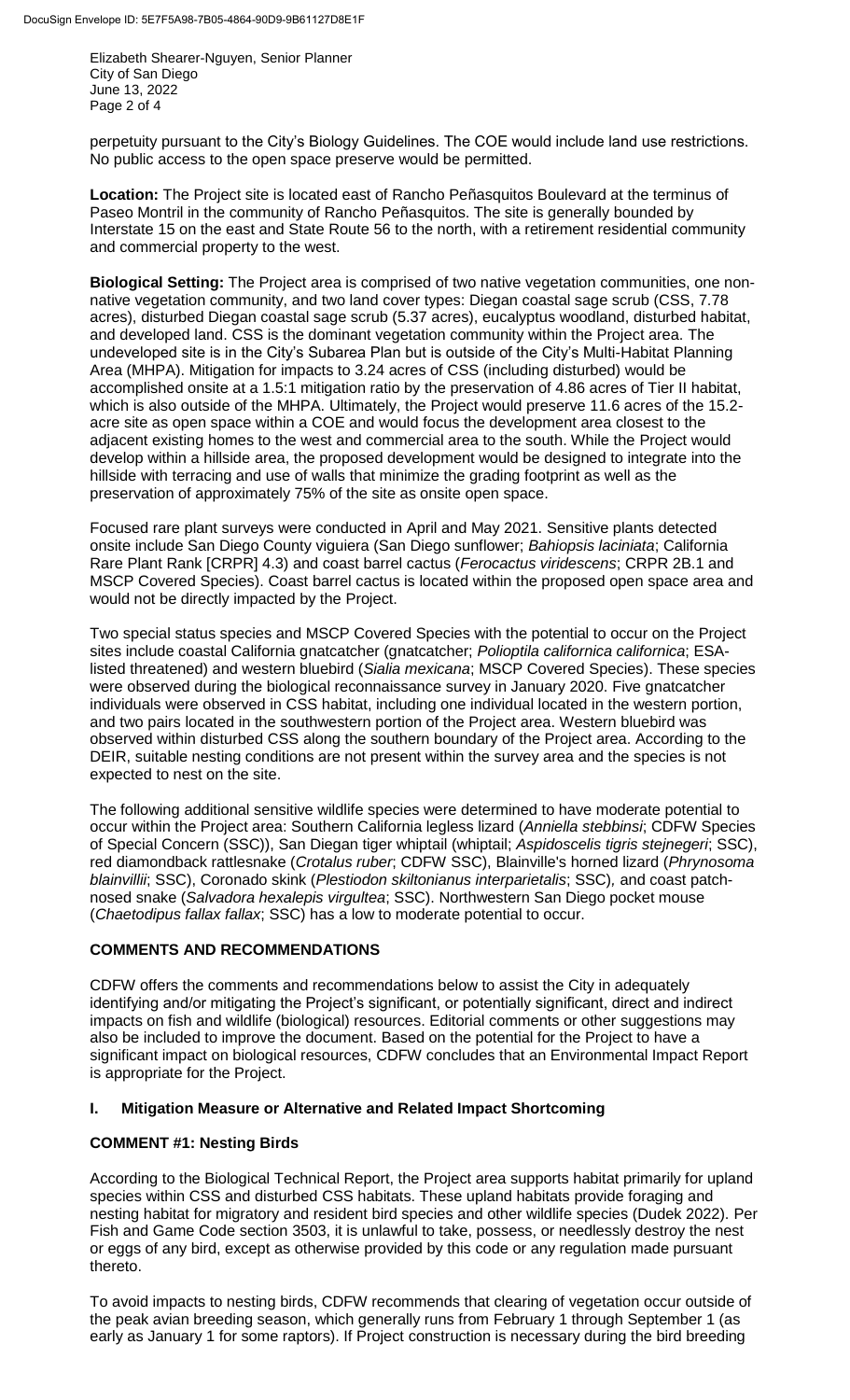perpetuity pursuant to the City's Biology Guidelines. The COE would include land use restrictions. No public access to the open space preserve would be permitted.

**Location:** The Project site is located east of Rancho Peñasquitos Boulevard at the terminus of Paseo Montril in the community of Rancho Peñasquitos. The site is generally bounded by Interstate 15 on the east and State Route 56 to the north, with a retirement residential community and commercial property to the west.

**Biological Setting:** The Project area is comprised of two native vegetation communities, one non-native vegetation community, and two land cover types: Diegan coastal sage scrub (CSS, 7.78 acres), disturbed Diegan coastal sage scrub (5.37 acres), eucalyptus woodland, disturbed habitat, and developed land. CSS is the dominant vegetation community within the Project area. The undeveloped site is in the City's Subarea Plan but is outside of the City's Multi-Habitat Planning Area (MHPA). Mitigation for impacts to 3.24 acres of CSS (including disturbed) would be accomplished onsite at a 1.5:1 mitigation ratio by the preservation of 4.86 acres of Tier II habitat, which is also outside of the MHPA. Ultimately, the Project would preserve 11.6 acres of the 15.2-acre site as open space within a COE and would focus the development area closest to the adjacent existing homes to the west and commercial area to the south. While the Project would develop within a hillside area, the proposed development would be designed to integrate into the hillside with terracing and use of walls that minimize the grading footprint as well as the preservation of approximately 75% of the site as onsite open space.

Focused rare plant surveys were conducted in April and May 2021. Sensitive plants detected onsite include San Diego County viguiera (San Diego sunflower; *Bahiopsis laciniata*; California Rare Plant Rank [CRPR] 4.3) and coast barrel cactus (*Ferocactus viridescens*; CRPR 2B.1 and MSCP Covered Species). Coast barrel cactus is located within the proposed open space area and would not be directly impacted by the Project.

Two special status species and MSCP Covered Species with the potential to occur on the Project sites include coastal California gnatcatcher (gnatcatcher; *Polioptila californica californica*; ESA-listed threatened) and western bluebird (*Sialia mexicana*; MSCP Covered Species). These species were observed during the biological reconnaissance survey in January 2020. Five gnatcatcher individuals were observed in CSS habitat, including one individual located in the western portion, and two pairs located in the southwestern portion of the Project area. Western bluebird was observed within disturbed CSS along the southern boundary of the Project area. According to the DEIR, suitable nesting conditions are not present within the survey area and the species is not expected to nest on the site.

The following additional sensitive wildlife species were determined to have moderate potential to occur within the Project area: Southern California legless lizard (*Anniella stebbinsi*; CDFW Species of Special Concern (SSC)), San Diegan tiger whiptail (whiptail; *Aspidoscelis tigris stejnegeri*; SSC), red diamondback rattlesnake (*Crotalus ruber*; CDFW SSC), Blainville's horned lizard (*Phrynosoma blainvillii*; SSC), Coronado skink (*Plestiodon skiltonianus interparietalis*; SSC), and coast patch-nosed snake (*Salvadora hexalepis virgultea*; SSC). Northwestern San Diego pocket mouse (*Chaetodipus fallax fallax*; SSC) has a low to moderate potential to occur.

## COMMENTS AND RECOMMENDATIONS

CDFW offers the comments and recommendations below to assist the City in adequately identifying and/or mitigating the Project's significant, or potentially significant, direct and indirect impacts on fish and wildlife (biological) resources. Editorial comments or other suggestions may also be included to improve the document. Based on the potential for the Project to have a significant impact on biological resources, CDFW concludes that an Environmental Impact Report is appropriate for the Project.

### I. Mitigation Measure or Alternative and Related Impact Shortcoming

#### COMMENT #1: Nesting Birds

According to the Biological Technical Report, the Project area supports habitat primarily for upland species within CSS and disturbed CSS habitats. These upland habitats provide foraging and nesting habitat for migratory and resident bird species and other wildlife species (Dudek 2022). Per Fish and Game Code section 3503, it is unlawful to take, possess, or needlessly destroy the nest or eggs of any bird, except as otherwise provided by this code or any regulation made pursuant thereto.

To avoid impacts to nesting birds, CDFW recommends that clearing of vegetation occur outside of the peak avian breeding season, which generally runs from February 1 through September 1 (as early as January 1 for some raptors). If Project construction is necessary during the bird breeding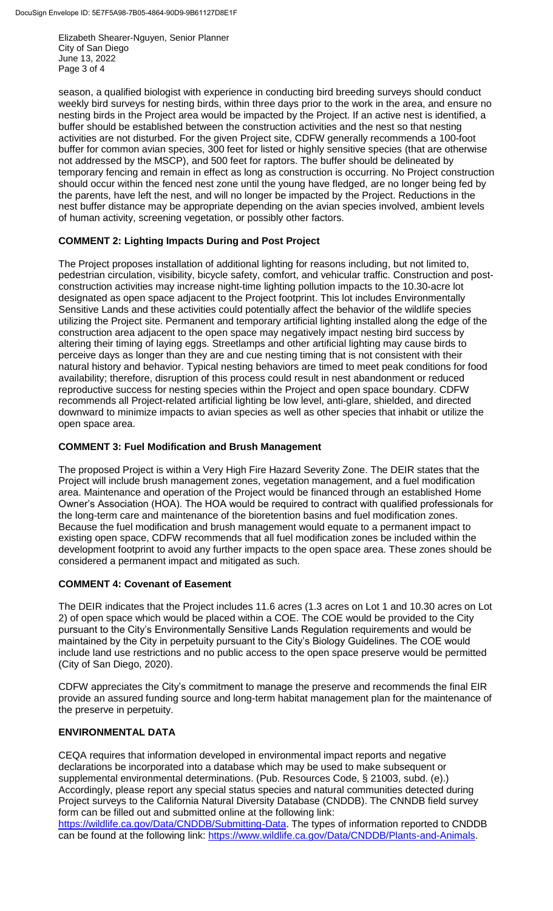season, a qualified biologist with experience in conducting bird breeding surveys should conduct weekly bird surveys for nesting birds, within three days prior to the work in the area, and ensure no nesting birds in the Project area would be impacted by the Project. If an active nest is identified, a buffer should be established between the construction activities and the nest so that nesting activities are not disturbed. For the given Project site, CDFW generally recommends a 100-foot buffer for common avian species, 300 feet for listed or highly sensitive species (that are otherwise not addressed by the MSCP), and 500 feet for raptors. The buffer should be delineated by temporary fencing and remain in effect as long as construction is occurring. No Project construction should occur within the fenced nest zone until the young have fledged, are no longer being fed by the parents, have left the nest, and will no longer be impacted by the Project. Reductions in the nest buffer distance may be appropriate depending on the avian species involved, ambient levels of human activity, screening vegetation, or possibly other factors.

**COMMENT 2: Lighting Impacts During and Post Project**

The Project proposes installation of additional lighting for reasons including, but not limited to, pedestrian circulation, visibility, bicycle safety, comfort, and vehicular traffic. Construction and post-construction activities may increase night-time lighting pollution impacts to the 10.30-acre lot designated as open space adjacent to the Project footprint. This lot includes Environmentally Sensitive Lands and these activities could potentially affect the behavior of the wildlife species utilizing the Project site. Permanent and temporary artificial lighting installed along the edge of the construction area adjacent to the open space may negatively impact nesting bird success by altering their timing of laying eggs. Streetlamps and other artificial lighting may cause birds to perceive days as longer than they are and cue nesting timing that is not consistent with their natural history and behavior. Typical nesting behaviors are timed to meet peak conditions for food availability; therefore, disruption of this process could result in nest abandonment or reduced reproductive success for nesting species within the Project and open space boundary. CDFW recommends all Project-related artificial lighting be low level, anti-glare, shielded, and directed downward to minimize impacts to avian species as well as other species that inhabit or utilize the open space area.

**COMMENT 3: Fuel Modification and Brush Management**

The proposed Project is within a Very High Fire Hazard Severity Zone. The DEIR states that the Project will include brush management zones, vegetation management, and a fuel modification area. Maintenance and operation of the Project would be financed through an established Home Owner's Association (HOA). The HOA would be required to contract with qualified professionals for the long-term care and maintenance of the bioretention basins and fuel modification zones. Because the fuel modification and brush management would equate to a permanent impact to existing open space, CDFW recommends that all fuel modification zones be included within the development footprint to avoid any further impacts to the open space area. These zones should be considered a permanent impact and mitigated as such.

**COMMENT 4: Covenant of Easement**

The DEIR indicates that the Project includes 11.6 acres (1.3 acres on Lot 1 and 10.30 acres on Lot 2) of open space which would be placed within a COE. The COE would be provided to the City pursuant to the City's Environmentally Sensitive Lands Regulation requirements and would be maintained by the City in perpetuity pursuant to the City's Biology Guidelines. The COE would include land use restrictions and no public access to the open space preserve would be permitted (City of San Diego, 2020).

CDFW appreciates the City's commitment to manage the preserve and recommends the final EIR provide an assured funding source and long-term habitat management plan for the maintenance of the preserve in perpetuity.

**ENVIRONMENTAL DATA**

CEQA requires that information developed in environmental impact reports and negative declarations be incorporated into a database which may be used to make subsequent or supplemental environmental determinations. (Pub. Resources Code, § 21003, subd. (e).) Accordingly, please report any special status species and natural communities detected during Project surveys to the California Natural Diversity Database (CNDDB). The CNNDB field survey form can be filled out and submitted online at the following link: https://wildlife.ca.gov/Data/CNDDB/Submitting-Data. The types of information reported to CNDDB can be found at the following link: https://www.wildlife.ca.gov/Data/CNDDB/Plants-and-Animals.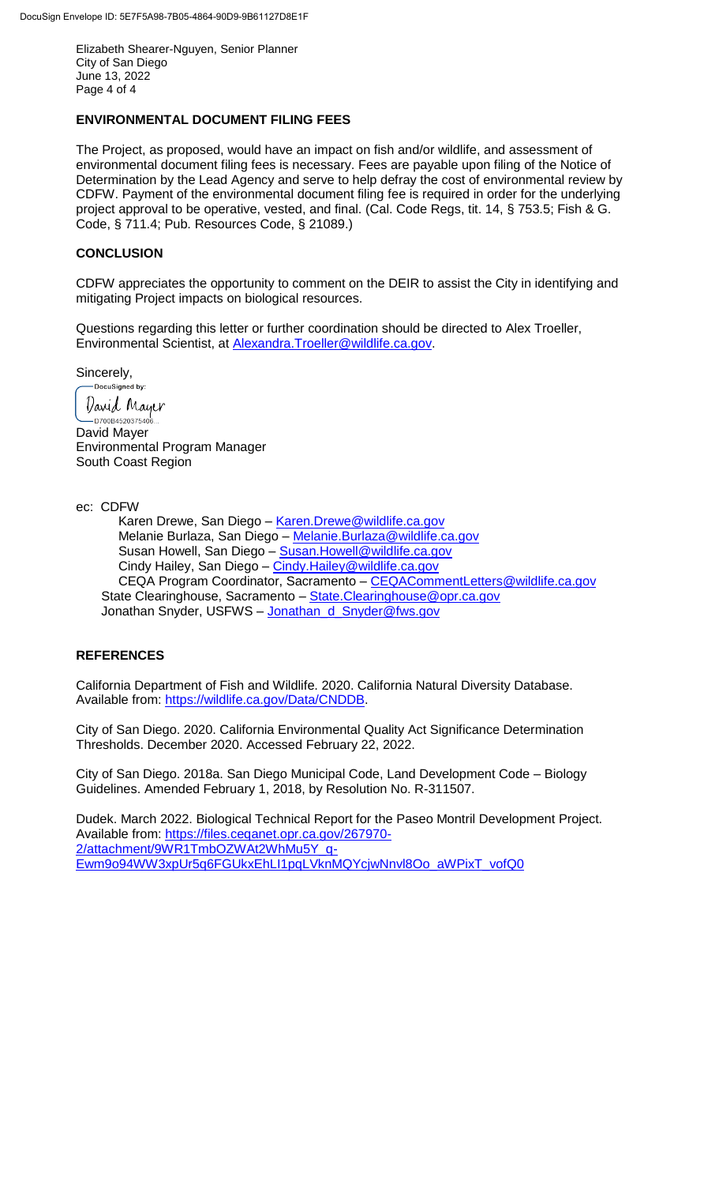## ENVIRONMENTAL DOCUMENT FILING FEES

The Project, as proposed, would have an impact on fish and/or wildlife, and assessment of environmental document filing fees is necessary. Fees are payable upon filing of the Notice of Determination by the Lead Agency and serve to help defray the cost of environmental review by CDFW. Payment of the environmental document filing fee is required in order for the underlying project approval to be operative, vested, and final. (Cal. Code Regs, tit. 14, § 753.5; Fish & G. Code, § 711.4; Pub. Resources Code, § 21089.)

## CONCLUSION

CDFW appreciates the opportunity to comment on the DEIR to assist the City in identifying and mitigating Project impacts on biological resources.

Questions regarding this letter or further coordination should be directed to Alex Troeller, Environmental Scientist, at Alexandra.Troeller@wildlife.ca.gov.

Sincerely,

DocuSigned by:

David Mayer

D700B4520375406...

David Mayer
Environmental Program Manager
South Coast Region

ec: CDFW

Karen Drewe, San Diego – Karen.Drewe@wildlife.ca.gov
Melanie Burlaza, San Diego – Melanie.Burlaza@wildlife.ca.gov
Susan Howell, San Diego – Susan.Howell@wildlife.ca.gov
Cindy Hailey, San Diego – Cindy.Hailey@wildlife.ca.gov
CEQA Program Coordinator, Sacramento – CEQACommentLetters@wildlife.ca.gov

State Clearinghouse, Sacramento – State.Clearinghouse@opr.ca.gov
Jonathan Snyder, USFWS – Jonathan_d_Snyder@fws.gov

## REFERENCES

California Department of Fish and Wildlife. 2020. California Natural Diversity Database. Available from: https://wildlife.ca.gov/Data/CNDDB.

City of San Diego. 2020. California Environmental Quality Act Significance Determination Thresholds. December 2020. Accessed February 22, 2022.

City of San Diego. 2018a. San Diego Municipal Code, Land Development Code – Biology Guidelines. Amended February 1, 2018, by Resolution No. R-311507.

Dudek. March 2022. Biological Technical Report for the Paseo Montril Development Project. Available from: https://files.ceqanet.opr.ca.gov/267970-2/attachment/9WR1TmbOZWAt2WhMu5Y_q-Ewm9o94WW3xpUr5q6FGUkxEhLI1pqLVknMQYcjwNnvl8Oo_aWPixT_vofQ0